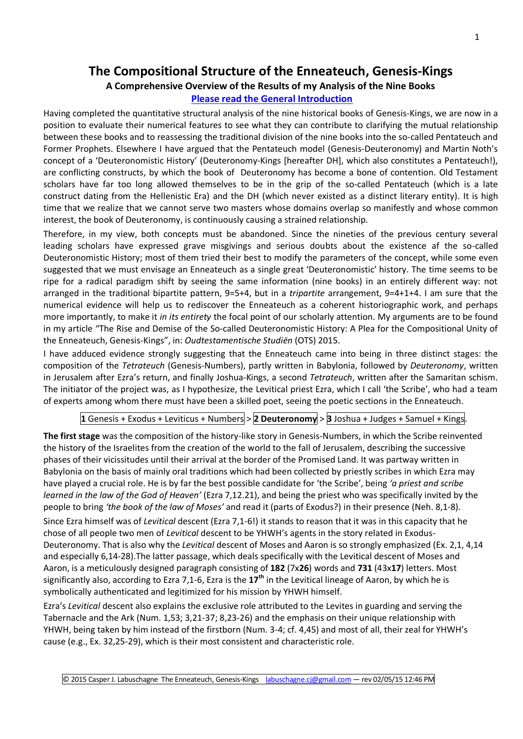# The Compositional Structure of the Enneateuch, Genesis-Kings

### A Comprehensive Overview of the Results of my Analysis of the Nine Books

**Please read the General Introduction**

Having completed the quantitative structural analysis of the nine historical books of Genesis-Kings, we are now in a position to evaluate their numerical features to see what they can contribute to clarifying the mutual relationship between these books and to reassessing the traditional division of the nine books into the so-called Pentateuch and Former Prophets. Elsewhere I have argued that the Pentateuch model (Genesis-Deuteronomy) and Martin Noth's concept of a 'Deuteronomistic History' (Deuteronomy-Kings [hereafter DH], which also constitutes a Pentateuch!), are conflicting constructs, by which the book of Deuteronomy has become a bone of contention. Old Testament scholars have far too long allowed themselves to be in the grip of the so-called Pentateuch (which is a late construct dating from the Hellenistic Era) and the DH (which never existed as a distinct literary entity). It is high time that we realize that we cannot serve two masters whose domains overlap so manifestly and whose common interest, the book of Deuteronomy, is continuously causing a strained relationship.

Therefore, in my view, both concepts must be abandoned. Since the nineties of the previous century several leading scholars have expressed grave misgivings and serious doubts about the existence af the so-called Deuteronomistic History; most of them tried their best to modify the parameters of the concept, while some even suggested that we must envisage an Enneateuch as a single great 'Deuteronomistic' history. The time seems to be ripe for a radical paradigm shift by seeing the same information (nine books) in an entirely different way: not arranged in the traditional bipartite pattern, 9=5+4, but in a *tripartite* arrangement, 9=4+1+4. I am sure that the numerical evidence will help us to rediscover the Enneateuch as a coherent historiographic work, and perhaps more importantly, to make it *in its entirety* the focal point of our scholarly attention. My arguments are to be found in my article "The Rise and Demise of the So-called Deuteronomistic History: A Plea for the Compositional Unity of the Enneateuch, Genesis-Kings", in: *Oudtestamentische Studiën* (OTS) 2015.

I have adduced evidence strongly suggesting that the Enneateuch came into being in three distinct stages: the composition of the *Tetrateuch* (Genesis-Numbers), partly written in Babylonia, followed by *Deuteronomy*, written in Jerusalem after Ezra's return, and finally Joshua-Kings, a second *Tetrateuch*, written after the Samaritan schism. The initiator of the project was, as I hypothesize, the Levitical priest Ezra, which I call 'the Scribe', who had a team of experts among whom there must have been a skilled poet, seeing the poetic sections in the Enneateuch.

**1** Genesis + Exodus + Leviticus + Numbers > **2 Deuteronomy** > **3** Joshua + Judges + Samuel + Kings.

**The first stage** was the composition of the history-like story in Genesis-Numbers, in which the Scribe reinvented the history of the Israelites from the creation of the world to the fall of Jerusalem, describing the successive phases of their vicissitudes until their arrival at the border of the Promised Land. It was partway written in Babylonia on the basis of mainly oral traditions which had been collected by priestly scribes in which Ezra may have played a crucial role. He is by far the best possible candidate for 'the Scribe', being *'a priest and scribe learned in the law of the God of Heaven'* (Ezra 7,12.21), and being the priest who was specifically invited by the people to bring *'the book of the law of Moses'* and read it (parts of Exodus?) in their presence (Neh. 8,1-8).

Since Ezra himself was of *Levitical* descent (Ezra 7,1-6!) it stands to reason that it was in this capacity that he chose of all people two men of *Levitical* descent to be YHWH's agents in the story related in Exodus-Deuteronomy. That is also why the *Levitical* descent of Moses and Aaron is so strongly emphasized (Ex. 2,1, 4,14 and especially 6,14-28).The latter passage, which deals specifically with the Levitical descent of Moses and Aaron, is a meticulously designed paragraph consisting of **182** (7x**26**) words and **731** (43x**17**) letters. Most significantly also, according to Ezra 7,1-6, Ezra is the **17**th in the Levitical lineage of Aaron, by which he is symbolically authenticated and legitimized for his mission by YHWH himself.

Ezra's *Levitical* descent also explains the exclusive role attributed to the Levites in guarding and serving the Tabernacle and the Ark (Num. 1,53; 3,21-37; 8,23-26) and the emphasis on their unique relationship with YHWH, being taken by him instead of the firstborn (Num. 3-4; cf. 4,45) and most of all, their zeal for YHWH's cause (e.g., Ex. 32,25-29), which is their most consistent and characteristic role.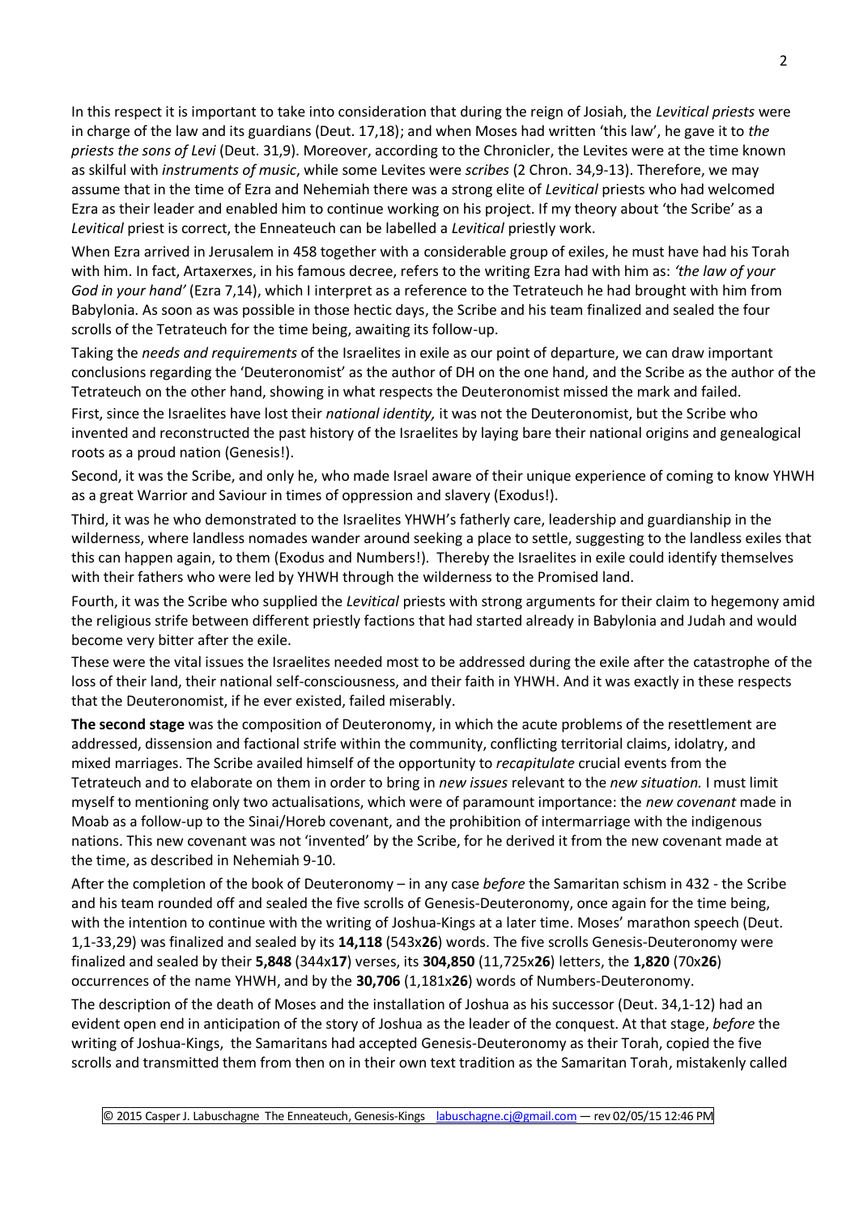In this respect it is important to take into consideration that during the reign of Josiah, the *Levitical priests* were in charge of the law and its guardians (Deut. 17,18); and when Moses had written 'this law', he gave it to *the priests the sons of Levi* (Deut. 31,9). Moreover, according to the Chronicler, the Levites were at the time known as skilful with *instruments of music*, while some Levites were *scribes* (2 Chron. 34,9-13). Therefore, we may assume that in the time of Ezra and Nehemiah there was a strong elite of *Levitical* priests who had welcomed Ezra as their leader and enabled him to continue working on his project. If my theory about 'the Scribe' as a *Levitical* priest is correct, the Enneateuch can be labelled a *Levitical* priestly work.

When Ezra arrived in Jerusalem in 458 together with a considerable group of exiles, he must have had his Torah with him. In fact, Artaxerxes, in his famous decree, refers to the writing Ezra had with him as: *'the law of your God in your hand'* (Ezra 7,14), which I interpret as a reference to the Tetrateuch he had brought with him from Babylonia. As soon as was possible in those hectic days, the Scribe and his team finalized and sealed the four scrolls of the Tetrateuch for the time being, awaiting its follow-up.

Taking the *needs and requirements* of the Israelites in exile as our point of departure, we can draw important conclusions regarding the 'Deuteronomist' as the author of DH on the one hand, and the Scribe as the author of the Tetrateuch on the other hand, showing in what respects the Deuteronomist missed the mark and failed.

First, since the Israelites have lost their *national identity,* it was not the Deuteronomist, but the Scribe who invented and reconstructed the past history of the Israelites by laying bare their national origins and genealogical roots as a proud nation (Genesis!).

Second, it was the Scribe, and only he, who made Israel aware of their unique experience of coming to know YHWH as a great Warrior and Saviour in times of oppression and slavery (Exodus!).

Third, it was he who demonstrated to the Israelites YHWH's fatherly care, leadership and guardianship in the wilderness, where landless nomades wander around seeking a place to settle, suggesting to the landless exiles that this can happen again, to them (Exodus and Numbers!). Thereby the Israelites in exile could identify themselves with their fathers who were led by YHWH through the wilderness to the Promised land.

Fourth, it was the Scribe who supplied the *Levitical* priests with strong arguments for their claim to hegemony amid the religious strife between different priestly factions that had started already in Babylonia and Judah and would become very bitter after the exile.

These were the vital issues the Israelites needed most to be addressed during the exile after the catastrophe of the loss of their land, their national self-consciousness, and their faith in YHWH. And it was exactly in these respects that the Deuteronomist, if he ever existed, failed miserably.

**The second stage** was the composition of Deuteronomy, in which the acute problems of the resettlement are addressed, dissension and factional strife within the community, conflicting territorial claims, idolatry, and mixed marriages. The Scribe availed himself of the opportunity to *recapitulate* crucial events from the Tetrateuch and to elaborate on them in order to bring in *new issues* relevant to the *new situation.* I must limit myself to mentioning only two actualisations, which were of paramount importance: the *new covenant* made in Moab as a follow-up to the Sinai/Horeb covenant, and the prohibition of intermarriage with the indigenous nations. This new covenant was not 'invented' by the Scribe, for he derived it from the new covenant made at the time, as described in Nehemiah 9-10.

After the completion of the book of Deuteronomy – in any case *before* the Samaritan schism in 432 - the Scribe and his team rounded off and sealed the five scrolls of Genesis-Deuteronomy, once again for the time being, with the intention to continue with the writing of Joshua-Kings at a later time. Moses' marathon speech (Deut. 1,1-33,29) was finalized and sealed by its **14,118** (543x**26**) words. The five scrolls Genesis-Deuteronomy were finalized and sealed by their **5,848** (344x**17**) verses, its **304,850** (11,725x**26**) letters, the **1,820** (70x**26**) occurrences of the name YHWH, and by the **30,706** (1,181x**26**) words of Numbers-Deuteronomy.

The description of the death of Moses and the installation of Joshua as his successor (Deut. 34,1-12) had an evident open end in anticipation of the story of Joshua as the leader of the conquest. At that stage, *before* the writing of Joshua-Kings, the Samaritans had accepted Genesis-Deuteronomy as their Torah, copied the five scrolls and transmitted them from then on in their own text tradition as the Samaritan Torah, mistakenly called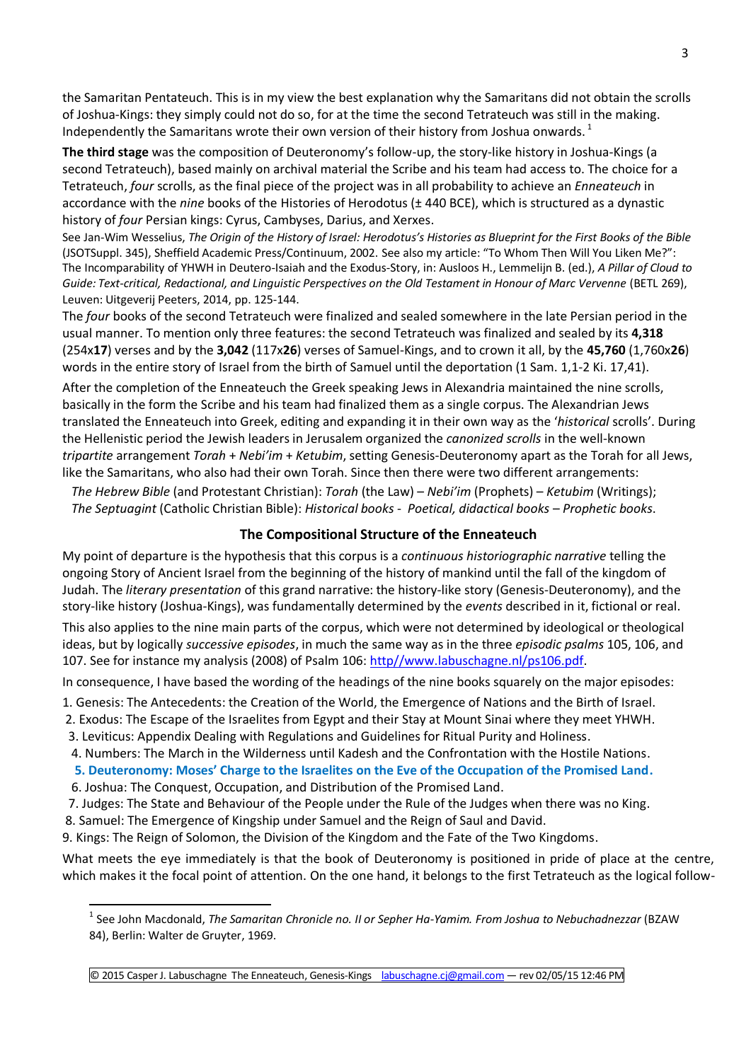the Samaritan Pentateuch. This is in my view the best explanation why the Samaritans did not obtain the scrolls of Joshua-Kings: they simply could not do so, for at the time the second Tetrateuch was still in the making. Independently the Samaritans wrote their own version of their history from Joshua onwards.[1]

**The third stage** was the composition of Deuteronomy's follow-up, the story-like history in Joshua-Kings (a second Tetrateuch), based mainly on archival material the Scribe and his team had access to. The choice for a Tetrateuch, *four* scrolls, as the final piece of the project was in all probability to achieve an *Enneateuch* in accordance with the *nine* books of the Histories of Herodotus (± 440 BCE), which is structured as a dynastic history of *four* Persian kings: Cyrus, Cambyses, Darius, and Xerxes.

See Jan-Wim Wesselius, *The Origin of the History of Israel: Herodotus's Histories as Blueprint for the First Books of the Bible* (JSOTSuppl. 345), Sheffield Academic Press/Continuum, 2002. See also my article: "To Whom Then Will You Liken Me?": The Incomparability of YHWH in Deutero-Isaiah and the Exodus-Story, in: Ausloos H., Lemmelijn B. (ed.), *A Pillar of Cloud to Guide: Text-critical, Redactional, and Linguistic Perspectives on the Old Testament in Honour of Marc Vervenne* (BETL 269), Leuven: Uitgeverij Peeters, 2014, pp. 125-144.

The *four* books of the second Tetrateuch were finalized and sealed somewhere in the late Persian period in the usual manner. To mention only three features: the second Tetrateuch was finalized and sealed by its **4,318** (254x**17**) verses and by the **3,042** (117x**26**) verses of Samuel-Kings, and to crown it all, by the **45,760** (1,760x**26**) words in the entire story of Israel from the birth of Samuel until the deportation (1 Sam. 1,1-2 Ki. 17,41).

After the completion of the Enneateuch the Greek speaking Jews in Alexandria maintained the nine scrolls, basically in the form the Scribe and his team had finalized them as a single corpus. The Alexandrian Jews translated the Enneateuch into Greek, editing and expanding it in their own way as the '*historical* scrolls'. During the Hellenistic period the Jewish leaders in Jerusalem organized the *canonized scrolls* in the well-known *tripartite* arrangement *Torah* + *Nebi'im* + *Ketubim*, setting Genesis-Deuteronomy apart as the Torah for all Jews, like the Samaritans, who also had their own Torah. Since then there were two different arrangements:

*The Hebrew Bible* (and Protestant Christian): *Torah* (the Law) – *Nebi'im* (Prophets) – *Ketubim* (Writings);
*The Septuagint* (Catholic Christian Bible): *Historical books* - *Poetical, didactical books* – *Prophetic books*.

## The Compositional Structure of the Enneateuch

My point of departure is the hypothesis that this corpus is a *continuous historiographic narrative* telling the ongoing Story of Ancient Israel from the beginning of the history of mankind until the fall of the kingdom of Judah. The *literary presentation* of this grand narrative: the history-like story (Genesis-Deuteronomy), and the story-like history (Joshua-Kings), was fundamentally determined by the *events* described in it, fictional or real.

This also applies to the nine main parts of the corpus, which were not determined by ideological or theological ideas, but by logically *successive episodes*, in much the same way as in the three *episodic psalms* 105, 106, and 107. See for instance my analysis (2008) of Psalm 106: http//www.labuschagne.nl/ps106.pdf.

In consequence, I have based the wording of the headings of the nine books squarely on the major episodes:

1. Genesis: The Antecedents: the Creation of the World, the Emergence of Nations and the Birth of Israel.
2. Exodus: The Escape of the Israelites from Egypt and their Stay at Mount Sinai where they meet YHWH.
3. Leviticus: Appendix Dealing with Regulations and Guidelines for Ritual Purity and Holiness.
4. Numbers: The March in the Wilderness until Kadesh and the Confrontation with the Hostile Nations.
5. **Deuteronomy: Moses' Charge to the Israelites on the Eve of the Occupation of the Promised Land.**
6. Joshua: The Conquest, Occupation, and Distribution of the Promised Land.
7. Judges: The State and Behaviour of the People under the Rule of the Judges when there was no King.
8. Samuel: The Emergence of Kingship under Samuel and the Reign of Saul and David.
9. Kings: The Reign of Solomon, the Division of the Kingdom and the Fate of the Two Kingdoms.

What meets the eye immediately is that the book of Deuteronomy is positioned in pride of place at the centre, which makes it the focal point of attention. On the one hand, it belongs to the first Tetrateuch as the logical follow-

[1] See John Macdonald, *The Samaritan Chronicle no. II or Sepher Ha-Yamim. From Joshua to Nebuchadnezzar* (BZAW 84), Berlin: Walter de Gruyter, 1969.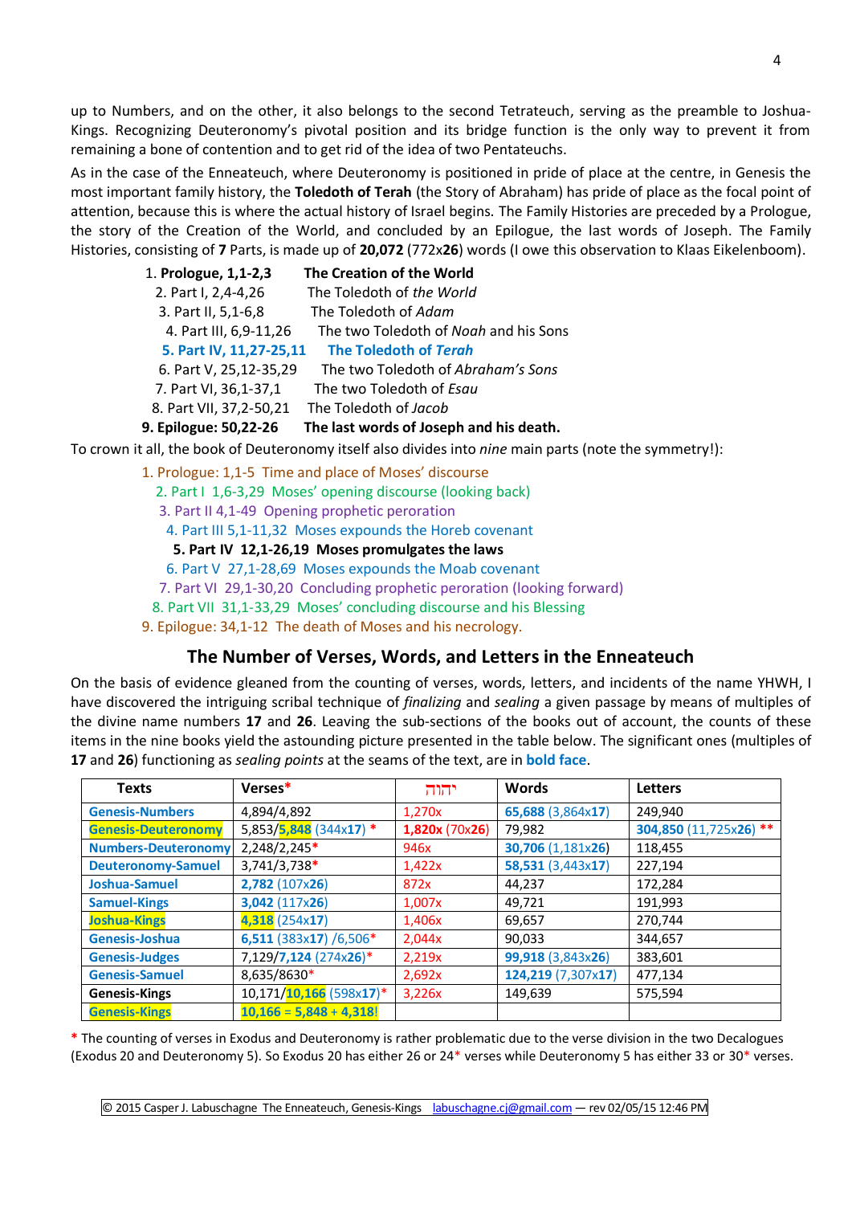up to Numbers, and on the other, it also belongs to the second Tetrateuch, serving as the preamble to Joshua-Kings. Recognizing Deuteronomy's pivotal position and its bridge function is the only way to prevent it from remaining a bone of contention and to get rid of the idea of two Pentateuchs.

As in the case of the Enneateuch, where Deuteronomy is positioned in pride of place at the centre, in Genesis the most important family history, the **Toledoth of Terah** (the Story of Abraham) has pride of place as the focal point of attention, because this is where the actual history of Israel begins. The Family Histories are preceded by a Prologue, the story of the Creation of the World, and concluded by an Epilogue, the last words of Joseph. The Family Histories, consisting of **7** Parts, is made up of **20,072** (772x**26**) words (I owe this observation to Klaas Eikelenboom).

1. **Prologue, 1,1-2,3 The Creation of the World**
2. Part I, 2,4-4,26 The Toledoth of *the World*
3. Part II, 5,1-6,8 The Toledoth of *Adam*
4. Part III, 6,9-11,26 The two Toledoth of *Noah* and his Sons
5. **Part IV, 11,27-25,11 The Toledoth of *Terah***
6. Part V, 25,12-35,29 The two Toledoth of *Abraham's Sons*
7. Part VI, 36,1-37,1 The two Toledoth of *Esau*
8. Part VII, 37,2-50,21 The Toledoth of *Jacob*
9. **Epilogue: 50,22-26 The last words of Joseph and his death.**

To crown it all, the book of Deuteronomy itself also divides into *nine* main parts (note the symmetry!):

1. Prologue: 1,1-5 Time and place of Moses' discourse
2. Part I 1,6-3,29 Moses' opening discourse (looking back)
3. Part II 4,1-49 Opening prophetic peroration
4. Part III 5,1-11,32 Moses expounds the Horeb covenant
5. **Part IV 12,1-26,19 Moses promulgates the laws**
6. Part V 27,1-28,69 Moses expounds the Moab covenant
7. Part VI 29,1-30,20 Concluding prophetic peroration (looking forward)
8. Part VII 31,1-33,29 Moses' concluding discourse and his Blessing
9. Epilogue: 34,1-12 The death of Moses and his necrology.

## The Number of Verses, Words, and Letters in the Enneateuch

On the basis of evidence gleaned from the counting of verses, words, letters, and incidents of the name YHWH, I have discovered the intriguing scribal technique of *finalizing* and *sealing* a given passage by means of multiples of the divine name numbers **17** and **26**. Leaving the sub-sections of the books out of account, the counts of these items in the nine books yield the astounding picture presented in the table below. The significant ones (multiples of **17** and **26**) functioning as *sealing points* at the seams of the text, are in **bold face**.

| Texts | Verses* | יהוה | Words | Letters |
|---|---|---|---|---|
| **Genesis-Numbers** | 4,894/4,892 | 1,270x | **65,688** (3,864x**17**) | 249,940 |
| **Genesis-Deuteronomy** | 5,853/**5,848** (344x**17**) * | **1,820x** (70x**26**) | 79,982 | **304,850** (11,725x**26**) ** |
| **Numbers-Deuteronomy** | 2,248/2,245* | 946x | **30,706** (1,181x**26**) | 118,455 |
| **Deuteronomy-Samuel** | 3,741/3,738* | 1,422x | **58,531** (3,443x**17**) | 227,194 |
| **Joshua-Samuel** | **2,782** (107x**26**) | 872x | 44,237 | 172,284 |
| **Samuel-Kings** | **3,042** (117x**26**) | 1,007x | 49,721 | 191,993 |
| **Joshua-Kings** | **4,318** (254x**17**) | 1,406x | 69,657 | 270,744 |
| **Genesis-Joshua** | **6,511** (383x**17**) /6,506* | 2,044x | 90,033 | 344,657 |
| **Genesis-Judges** | 7,129/**7,124** (274x**26**)* | 2,219x | **99,918** (3,843x**26**) | 383,601 |
| **Genesis-Samuel** | 8,635/8630* | 2,692x | **124,219** (7,307x**17**) | 477,134 |
| **Genesis-Kings** | 10,171/**10,166** (598x**17**)* | 3,226x | 149,639 | 575,594 |
| **Genesis-Kings** | **10,166 = 5,848 + 4,318!** | | | |

\* The counting of verses in Exodus and Deuteronomy is rather problematic due to the verse division in the two Decalogues (Exodus 20 and Deuteronomy 5). So Exodus 20 has either 26 or 24* verses while Deuteronomy 5 has either 33 or 30* verses.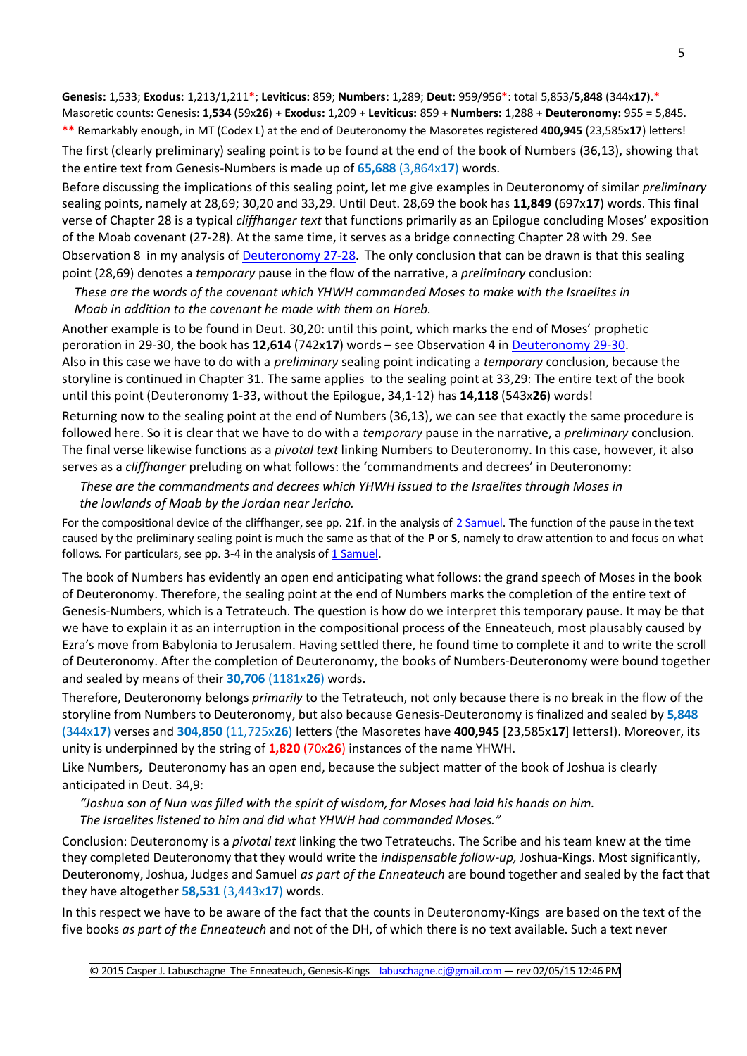**Genesis:** 1,533; **Exodus:** 1,213/1,211*; **Leviticus:** 859; **Numbers:** 1,289; **Deut:** 959/956*: total 5,853/**5,848** (344x**17**).*
Masoretic counts: Genesis: **1,534** (59x**26**) + **Exodus:** 1,209 + **Leviticus:** 859 + **Numbers:** 1,288 + **Deuteronomy:** 955 = 5,845.
** Remarkably enough, in MT (Codex L) at the end of Deuteronomy the Masoretes registered **400,945** (23,585x**17**) letters!

The first (clearly preliminary) sealing point is to be found at the end of the book of Numbers (36,13), showing that the entire text from Genesis-Numbers is made up of **65,688** (3,864x**17**) words.

Before discussing the implications of this sealing point, let me give examples in Deuteronomy of similar *preliminary* sealing points, namely at 28,69; 30,20 and 33,29. Until Deut. 28,69 the book has **11,849** (697x**17**) words. This final verse of Chapter 28 is a typical *cliffhanger text* that functions primarily as an Epilogue concluding Moses' exposition of the Moab covenant (27-28). At the same time, it serves as a bridge connecting Chapter 28 with 29. See Observation 8 in my analysis of Deuteronomy 27-28. The only conclusion that can be drawn is that this sealing point (28,69) denotes a *temporary* pause in the flow of the narrative, a *preliminary* conclusion:

*These are the words of the covenant which YHWH commanded Moses to make with the Israelites in Moab in addition to the covenant he made with them on Horeb.*

Another example is to be found in Deut. 30,20: until this point, which marks the end of Moses' prophetic peroration in 29-30, the book has **12,614** (742x**17**) words – see Observation 4 in Deuteronomy 29-30.
Also in this case we have to do with a *preliminary* sealing point indicating a *temporary* conclusion, because the storyline is continued in Chapter 31. The same applies to the sealing point at 33,29: The entire text of the book until this point (Deuteronomy 1-33, without the Epilogue, 34,1-12) has **14,118** (543x**26**) words!

Returning now to the sealing point at the end of Numbers (36,13), we can see that exactly the same procedure is followed here. So it is clear that we have to do with a *temporary* pause in the narrative, a *preliminary* conclusion. The final verse likewise functions as a *pivotal text* linking Numbers to Deuteronomy. In this case, however, it also serves as a *cliffhanger* preluding on what follows: the 'commandments and decrees' in Deuteronomy:

*These are the commandments and decrees which YHWH issued to the Israelites through Moses in the lowlands of Moab by the Jordan near Jericho.*

For the compositional device of the cliffhanger, see pp. 21f. in the analysis of 2 Samuel. The function of the pause in the text caused by the preliminary sealing point is much the same as that of the **P** or **S**, namely to draw attention to and focus on what follows. For particulars, see pp. 3-4 in the analysis of 1 Samuel.

The book of Numbers has evidently an open end anticipating what follows: the grand speech of Moses in the book of Deuteronomy. Therefore, the sealing point at the end of Numbers marks the completion of the entire text of Genesis-Numbers, which is a Tetrateuch. The question is how do we interpret this temporary pause. It may be that we have to explain it as an interruption in the compositional process of the Enneateuch, most plausably caused by Ezra's move from Babylonia to Jerusalem. Having settled there, he found time to complete it and to write the scroll of Deuteronomy. After the completion of Deuteronomy, the books of Numbers-Deuteronomy were bound together and sealed by means of their **30,706** (1181x**26**) words.

Therefore, Deuteronomy belongs *primarily* to the Tetrateuch, not only because there is no break in the flow of the storyline from Numbers to Deuteronomy, but also because Genesis-Deuteronomy is finalized and sealed by **5,848** (344x**17**) verses and **304,850** (11,725x**26**) letters (the Masoretes have **400,945** [23,585x**17**] letters!). Moreover, its unity is underpinned by the string of **1,820** (70x**26**) instances of the name YHWH.

Like Numbers, Deuteronomy has an open end, because the subject matter of the book of Joshua is clearly anticipated in Deut. 34,9:

*"Joshua son of Nun was filled with the spirit of wisdom, for Moses had laid his hands on him. The Israelites listened to him and did what YHWH had commanded Moses."*

Conclusion: Deuteronomy is a *pivotal text* linking the two Tetrateuchs. The Scribe and his team knew at the time they completed Deuteronomy that they would write the *indispensable follow-up,* Joshua-Kings. Most significantly, Deuteronomy, Joshua, Judges and Samuel *as part of the Enneateuch* are bound together and sealed by the fact that they have altogether **58,531** (3,443x**17**) words.

In this respect we have to be aware of the fact that the counts in Deuteronomy-Kings are based on the text of the five books *as part of the Enneateuch* and not of the DH, of which there is no text available. Such a text never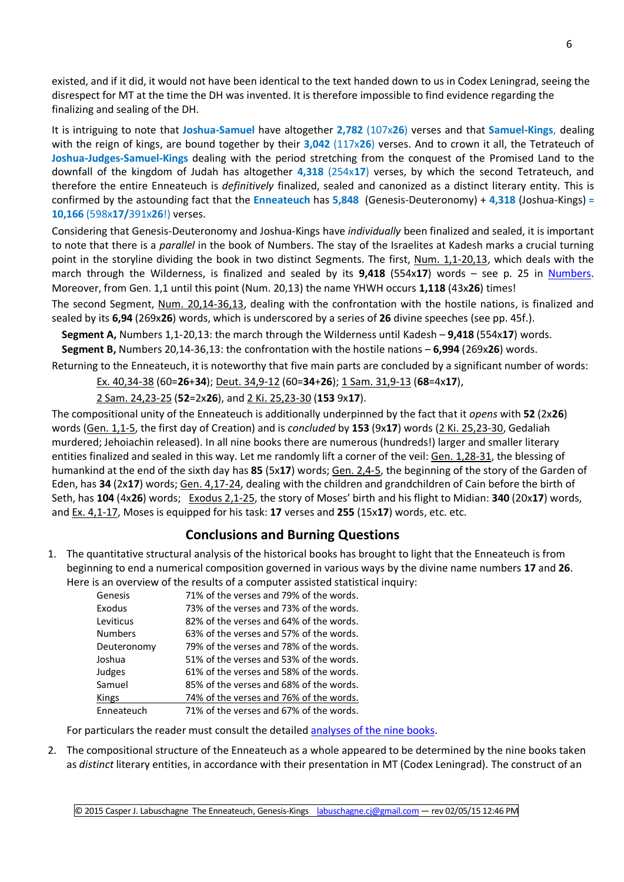existed, and if it did, it would not have been identical to the text handed down to us in Codex Leningrad, seeing the disrespect for MT at the time the DH was invented. It is therefore impossible to find evidence regarding the finalizing and sealing of the DH.

It is intriguing to note that **Joshua-Samuel** have altogether **2,782** (107x**26**) verses and that **Samuel-Kings**, dealing with the reign of kings, are bound together by their **3,042** (117x**26**) verses. And to crown it all, the Tetrateuch of **Joshua-Judges-Samuel-Kings** dealing with the period stretching from the conquest of the Promised Land to the downfall of the kingdom of Judah has altogether **4,318** (254x**17**) verses, by which the second Tetrateuch, and therefore the entire Enneateuch is *definitively* finalized, sealed and canonized as a distinct literary entity. This is confirmed by the astounding fact that the **Enneateuch** has **5,848** (Genesis-Deuteronomy) + **4,318** (Joshua-Kings) = **10,166** (598x**17**/391x**26**!) verses.

Considering that Genesis-Deuteronomy and Joshua-Kings have *individually* been finalized and sealed, it is important to note that there is a *parallel* in the book of Numbers. The stay of the Israelites at Kadesh marks a crucial turning point in the storyline dividing the book in two distinct Segments. The first, Num. 1,1-20,13, which deals with the march through the Wilderness, is finalized and sealed by its **9,418** (554x**17**) words – see p. 25 in Numbers. Moreover, from Gen. 1,1 until this point (Num. 20,13) the name YHWH occurs **1,118** (43x**26**) times!

The second Segment, Num. 20,14-36,13, dealing with the confrontation with the hostile nations, is finalized and sealed by its **6,94** (269x**26**) words, which is underscored by a series of **26** divine speeches (see pp. 45f.).

**Segment A,** Numbers 1,1-20,13: the march through the Wilderness until Kadesh – **9,418** (554x**17**) words.
**Segment B,** Numbers 20,14-36,13: the confrontation with the hostile nations – **6,994** (269x**26**) words.

Returning to the Enneateuch, it is noteworthy that five main parts are concluded by a significant number of words:
Ex. 40,34-38 (60=**26**+**34**); Deut. 34,9-12 (60=**34**+**26**); 1 Sam. 31,9-13 (**68**=4x**17**),
2 Sam. 24,23-25 (**52**=2x**26**), and 2 Ki. 25,23-30 (**153** 9x**17**).

The compositional unity of the Enneateuch is additionally underpinned by the fact that it *opens* with **52** (2x**26**) words (Gen. 1,1-5, the first day of Creation) and is *concluded* by **153** (9x**17**) words (2 Ki. 25,23-30, Gedaliah murdered; Jehoiachin released). In all nine books there are numerous (hundreds!) larger and smaller literary entities finalized and sealed in this way. Let me randomly lift a corner of the veil: Gen. 1,28-31, the blessing of humankind at the end of the sixth day has **85** (5x**17**) words; Gen. 2,4-5, the beginning of the story of the Garden of Eden, has **34** (2x**17**) words; Gen. 4,17-24, dealing with the children and grandchildren of Cain before the birth of Seth, has **104** (4x**26**) words; Exodus 2,1-25, the story of Moses' birth and his flight to Midian: **340** (20x**17**) words, and Ex. 4,1-17, Moses is equipped for his task: **17** verses and **255** (15x**17**) words, etc. etc.

## Conclusions and Burning Questions

1. The quantitative structural analysis of the historical books has brought to light that the Enneateuch is from beginning to end a numerical composition governed in various ways by the divine name numbers **17** and **26**. Here is an overview of the results of a computer assisted statistical inquiry:

   | | |
   |---|---|
   | Genesis | 71% of the verses and 79% of the words. |
   | Exodus | 73% of the verses and 73% of the words. |
   | Leviticus | 82% of the verses and 64% of the words. |
   | Numbers | 63% of the verses and 57% of the words. |
   | Deuteronomy | 79% of the verses and 78% of the words. |
   | Joshua | 51% of the verses and 53% of the words. |
   | Judges | 61% of the verses and 58% of the words. |
   | Samuel | 85% of the verses and 68% of the words. |
   | Kings | 74% of the verses and 76% of the words. |
   | Enneateuch | 71% of the verses and 67% of the words. |

   For particulars the reader must consult the detailed analyses of the nine books.

2. The compositional structure of the Enneateuch as a whole appeared to be determined by the nine books taken as *distinct* literary entities, in accordance with their presentation in MT (Codex Leningrad). The construct of an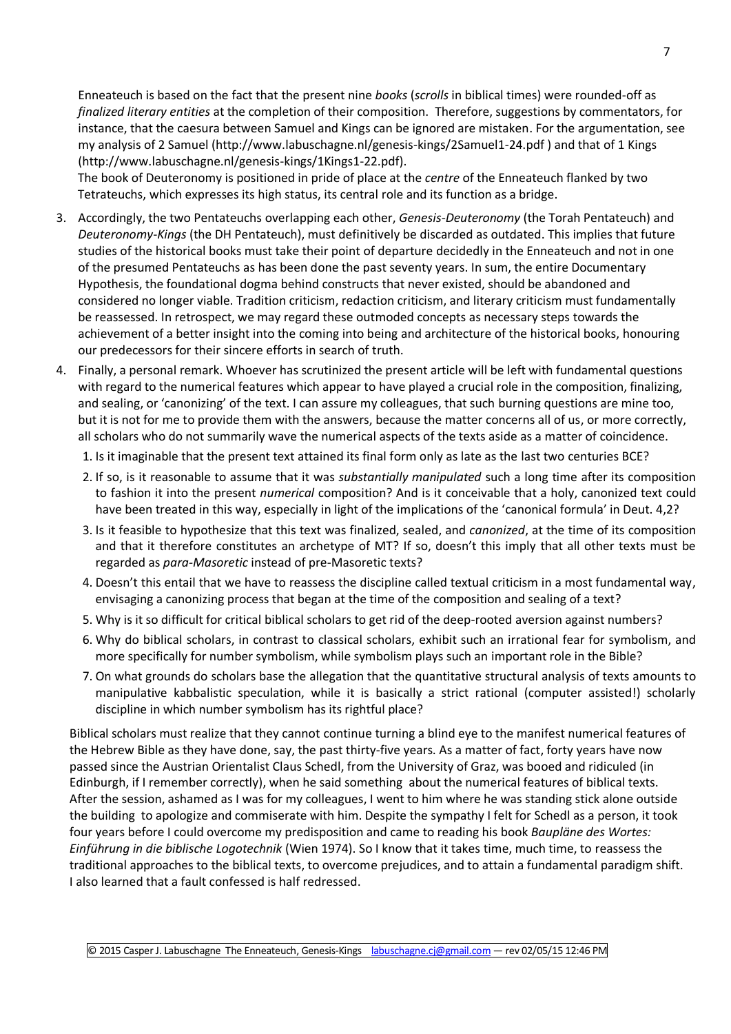Enneateuch is based on the fact that the present nine *books* (*scrolls* in biblical times) were rounded-off as *finalized literary entities* at the completion of their composition. Therefore, suggestions by commentators, for instance, that the caesura between Samuel and Kings can be ignored are mistaken. For the argumentation, see my analysis of 2 Samuel (http://www.labuschagne.nl/genesis-kings/2Samuel1-24.pdf ) and that of 1 Kings (http://www.labuschagne.nl/genesis-kings/1Kings1-22.pdf).

The book of Deuteronomy is positioned in pride of place at the *centre* of the Enneateuch flanked by two Tetrateuchs, which expresses its high status, its central role and its function as a bridge.

3. Accordingly, the two Pentateuchs overlapping each other, *Genesis-Deuteronomy* (the Torah Pentateuch) and *Deuteronomy-Kings* (the DH Pentateuch), must definitively be discarded as outdated. This implies that future studies of the historical books must take their point of departure decidedly in the Enneateuch and not in one of the presumed Pentateuchs as has been done the past seventy years. In sum, the entire Documentary Hypothesis, the foundational dogma behind constructs that never existed, should be abandoned and considered no longer viable. Tradition criticism, redaction criticism, and literary criticism must fundamentally be reassessed. In retrospect, we may regard these outmoded concepts as necessary steps towards the achievement of a better insight into the coming into being and architecture of the historical books, honouring our predecessors for their sincere efforts in search of truth.
4. Finally, a personal remark. Whoever has scrutinized the present article will be left with fundamental questions with regard to the numerical features which appear to have played a crucial role in the composition, finalizing, and sealing, or 'canonizing' of the text. I can assure my colleagues, that such burning questions are mine too, but it is not for me to provide them with the answers, because the matter concerns all of us, or more correctly, all scholars who do not summarily wave the numerical aspects of the texts aside as a matter of coincidence.
   1. Is it imaginable that the present text attained its final form only as late as the last two centuries BCE?
   2. If so, is it reasonable to assume that it was *substantially manipulated* such a long time after its composition to fashion it into the present *numerical* composition? And is it conceivable that a holy, canonized text could have been treated in this way, especially in light of the implications of the 'canonical formula' in Deut. 4,2?
   3. Is it feasible to hypothesize that this text was finalized, sealed, and *canonized*, at the time of its composition and that it therefore constitutes an archetype of MT? If so, doesn't this imply that all other texts must be regarded as *para-Masoretic* instead of pre-Masoretic texts?
   4. Doesn't this entail that we have to reassess the discipline called textual criticism in a most fundamental way, envisaging a canonizing process that began at the time of the composition and sealing of a text?
   5. Why is it so difficult for critical biblical scholars to get rid of the deep-rooted aversion against numbers?
   6. Why do biblical scholars, in contrast to classical scholars, exhibit such an irrational fear for symbolism, and more specifically for number symbolism, while symbolism plays such an important role in the Bible?
   7. On what grounds do scholars base the allegation that the quantitative structural analysis of texts amounts to manipulative kabbalistic speculation, while it is basically a strict rational (computer assisted!) scholarly discipline in which number symbolism has its rightful place?

Biblical scholars must realize that they cannot continue turning a blind eye to the manifest numerical features of the Hebrew Bible as they have done, say, the past thirty-five years. As a matter of fact, forty years have now passed since the Austrian Orientalist Claus Schedl, from the University of Graz, was booed and ridiculed (in Edinburgh, if I remember correctly), when he said something about the numerical features of biblical texts. After the session, ashamed as I was for my colleagues, I went to him where he was standing stick alone outside the building to apologize and commiserate with him. Despite the sympathy I felt for Schedl as a person, it took four years before I could overcome my predisposition and came to reading his book *Baupläne des Wortes: Einführung in die biblische Logotechnik* (Wien 1974). So I know that it takes time, much time, to reassess the traditional approaches to the biblical texts, to overcome prejudices, and to attain a fundamental paradigm shift. I also learned that a fault confessed is half redressed.